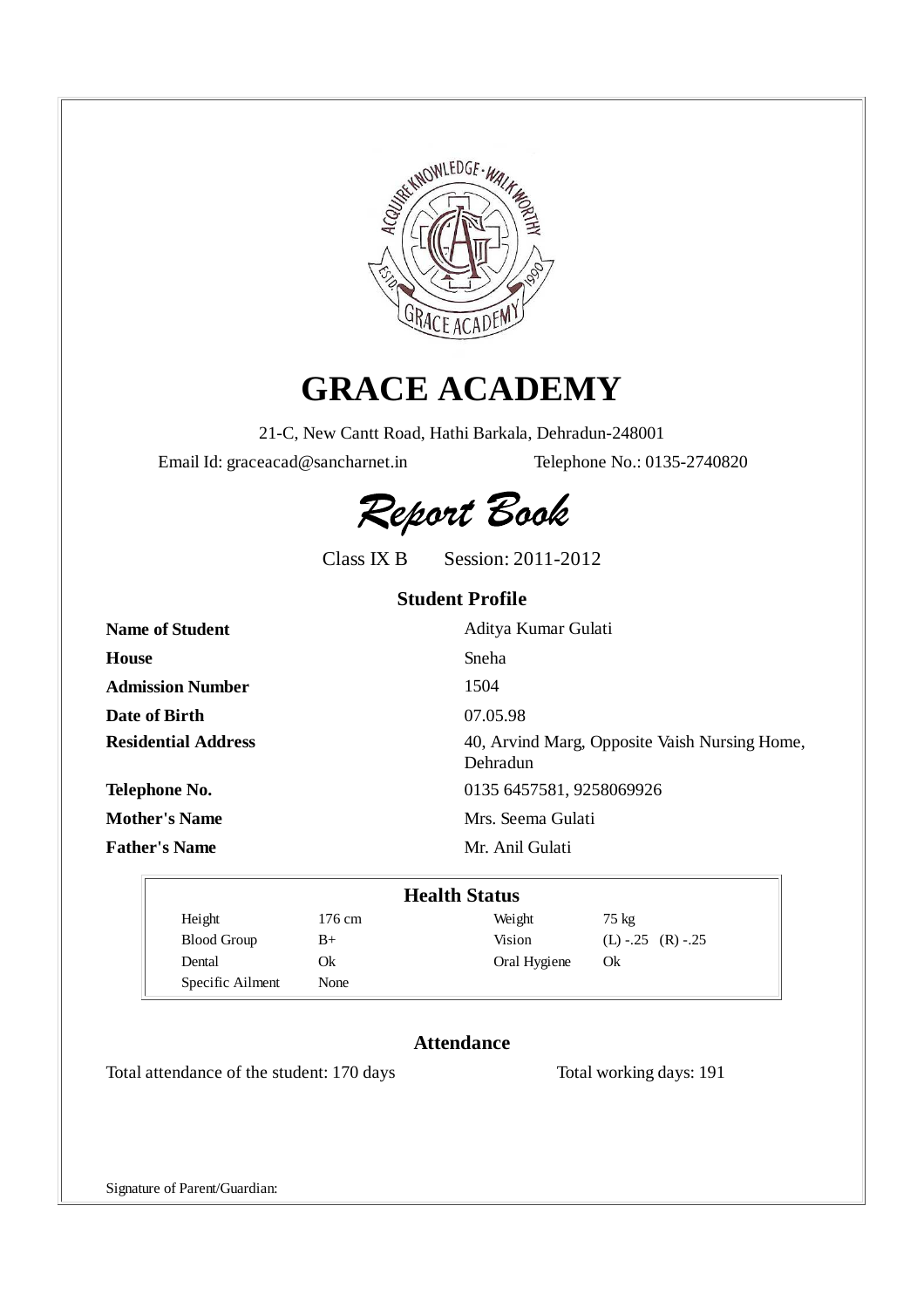# GRACE ACADEMY

21-C, New Cantt Road, Hathi Barkala, Dehradun-248001

Email Id: graceacad@sancharnet.in Telephone No.: 0135-2740820

## *Report Book*

Class IX B Session: 2011-2012

### Student Profile

| | |
|---|---|
| **Name of Student** | Aditya Kumar Gulati |
| **House** | Sneha |
| **Admission Number** | 1504 |
| **Date of Birth** | 07.05.98 |
| **Residential Address** | 40, Arvind Marg, Opposite Vaish Nursing Home, Dehradun |
| **Telephone No.** | 0135 6457581, 9258069926 |
| **Mother's Name** | Mrs. Seema Gulati |
| **Father's Name** | Mr. Anil Gulati |

### Health Status

| | | | |
|---|---|---|---|
| Height | 176 cm | Weight | 75 kg |
| Blood Group | B+ | Vision | (L) -.25 (R) -.25 |
| Dental | Ok | Oral Hygiene | Ok |
| Specific Ailment | None | | |

### Attendance

Total attendance of the student: 170 days Total working days: 191

Signature of Parent/Guardian: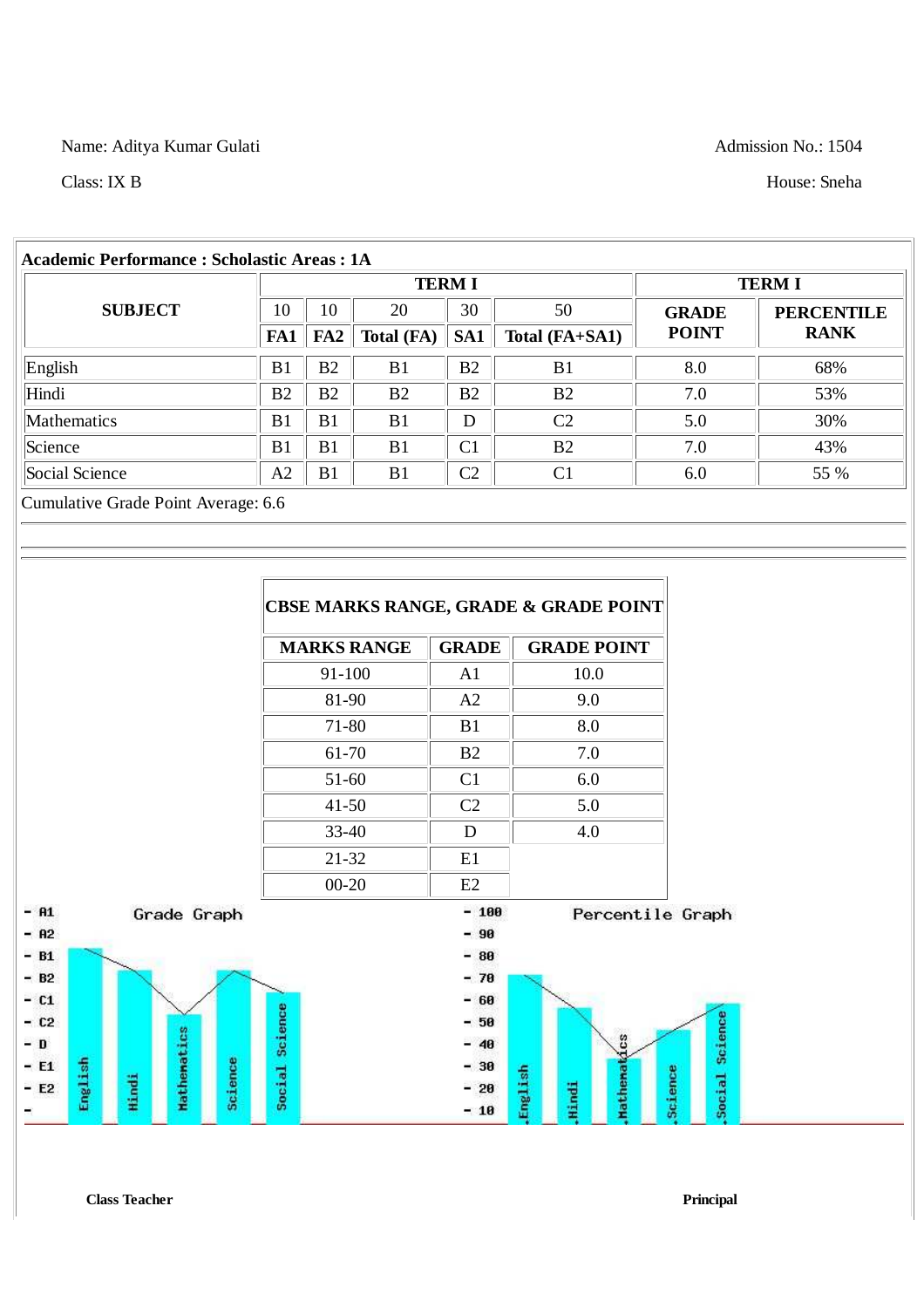Name: Aditya Kumar Gulati

Admission No.: 1504

Class: IX B

House: Sneha

**Academic Performance : Scholastic Areas : 1A**

| SUBJECT | TERM I | | | | | TERM I | |
|---|---|---|---|---|---|---|---|
| | 10 | 10 | 20 | 30 | 50 | GRADE POINT | PERCENTILE RANK |
| | FA1 | FA2 | Total (FA) | SA1 | Total (FA+SA1) | | |
| English | B1 | B2 | B1 | B2 | B1 | 8.0 | 68% |
| Hindi | B2 | B2 | B2 | B2 | B2 | 7.0 | 53% |
| Mathematics | B1 | B1 | B1 | D | C2 | 5.0 | 30% |
| Science | B1 | B1 | B1 | C1 | B2 | 7.0 | 43% |
| Social Science | A2 | B1 | B1 | C2 | C1 | 6.0 | 55 % |

Cumulative Grade Point Average: 6.6

**CBSE MARKS RANGE, GRADE & GRADE POINT**

| MARKS RANGE | GRADE | GRADE POINT |
|---|---|---|
| 91-100 | A1 | 10.0 |
| 81-90 | A2 | 9.0 |
| 71-80 | B1 | 8.0 |
| 61-70 | B2 | 7.0 |
| 51-60 | C1 | 6.0 |
| 41-50 | C2 | 5.0 |
| 33-40 | D | 4.0 |
| 21-32 | E1 | |
| 00-20 | E2 | |

Grade Graph

A1
A2
B1
B2
C1
C2
D
E1
E2

English
Hindi
Mathematics
Science
Social Science

Percentile Graph

100
90
80
70
60
50
40
30
20
10

English
Hindi
Mathematics
Science
Social Science

**Class Teacher**

**Principal**